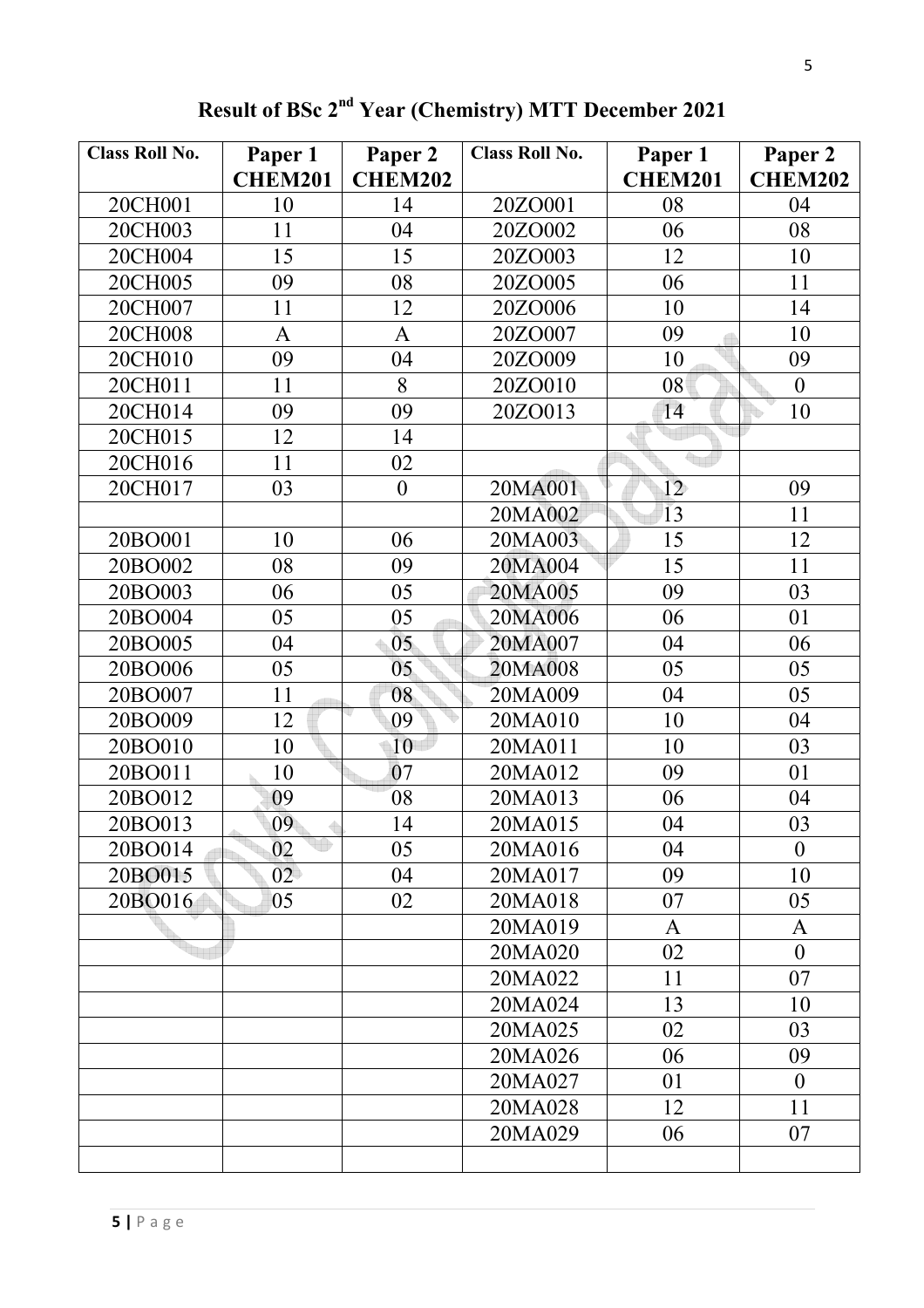# Result of BSc 2nd Year (Chemistry) MTT December 2021

| Class Roll No. | Paper 1 CHEM201 | Paper 2 CHEM202 | Class Roll No. | Paper 1 CHEM201 | Paper 2 CHEM202 |
|---|---|---|---|---|---|
| 20CH001 | 10 | 14 | 20ZO001 | 08 | 04 |
| 20CH003 | 11 | 04 | 20ZO002 | 06 | 08 |
| 20CH004 | 15 | 15 | 20ZO003 | 12 | 10 |
| 20CH005 | 09 | 08 | 20ZO005 | 06 | 11 |
| 20CH007 | 11 | 12 | 20ZO006 | 10 | 14 |
| 20CH008 | A | A | 20ZO007 | 09 | 10 |
| 20CH010 | 09 | 04 | 20ZO009 | 10 | 09 |
| 20CH011 | 11 | 8 | 20ZO010 | 08 | 0 |
| 20CH014 | 09 | 09 | 20ZO013 | 14 | 10 |
| 20CH015 | 12 | 14 | | | |
| 20CH016 | 11 | 02 | | | |
| 20CH017 | 03 | 0 | 20MA001 | 12 | 09 |
| | | | 20MA002 | 13 | 11 |
| 20BO001 | 10 | 06 | 20MA003 | 15 | 12 |
| 20BO002 | 08 | 09 | 20MA004 | 15 | 11 |
| 20BO003 | 06 | 05 | 20MA005 | 09 | 03 |
| 20BO004 | 05 | 05 | 20MA006 | 06 | 01 |
| 20BO005 | 04 | 05 | 20MA007 | 04 | 06 |
| 20BO006 | 05 | 05 | 20MA008 | 05 | 05 |
| 20BO007 | 11 | 08 | 20MA009 | 04 | 05 |
| 20BO009 | 12 | 09 | 20MA010 | 10 | 04 |
| 20BO010 | 10 | 10 | 20MA011 | 10 | 03 |
| 20BO011 | 10 | 07 | 20MA012 | 09 | 01 |
| 20BO012 | 09 | 08 | 20MA013 | 06 | 04 |
| 20BO013 | 09 | 14 | 20MA015 | 04 | 03 |
| 20BO014 | 02 | 05 | 20MA016 | 04 | 0 |
| 20BO015 | 02 | 04 | 20MA017 | 09 | 10 |
| 20BO016 | 05 | 02 | 20MA018 | 07 | 05 |
| | | | 20MA019 | A | A |
| | | | 20MA020 | 02 | 0 |
| | | | 20MA022 | 11 | 07 |
| | | | 20MA024 | 13 | 10 |
| | | | 20MA025 | 02 | 03 |
| | | | 20MA026 | 06 | 09 |
| | | | 20MA027 | 01 | 0 |
| | | | 20MA028 | 12 | 11 |
| | | | 20MA029 | 06 | 07 |
| | | | | | |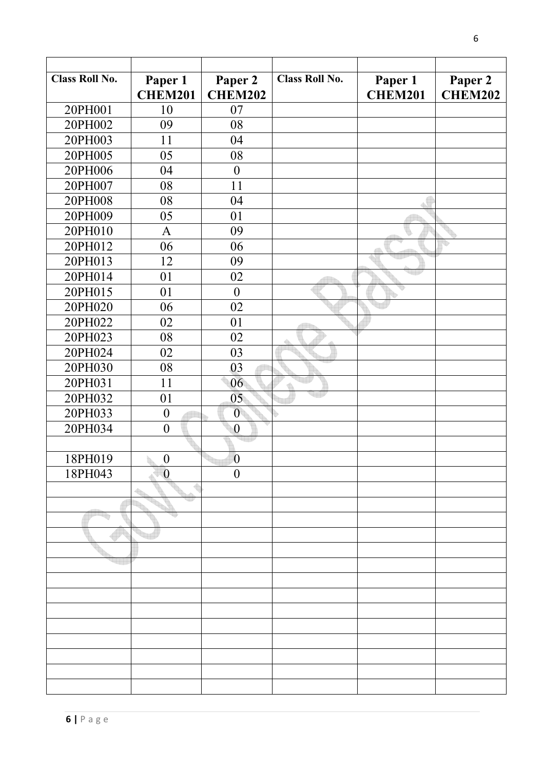| | | | | | |
|---|---|---|---|---|---|
| **Class Roll No.** | **Paper 1 CHEM201** | **Paper 2 CHEM202** | **Class Roll No.** | **Paper 1 CHEM201** | **Paper 2 CHEM202** |
| 20PH001 | 10 | 07 | | | |
| 20PH002 | 09 | 08 | | | |
| 20PH003 | 11 | 04 | | | |
| 20PH005 | 05 | 08 | | | |
| 20PH006 | 04 | 0 | | | |
| 20PH007 | 08 | 11 | | | |
| 20PH008 | 08 | 04 | | | |
| 20PH009 | 05 | 01 | | | |
| 20PH010 | A | 09 | | | |
| 20PH012 | 06 | 06 | | | |
| 20PH013 | 12 | 09 | | | |
| 20PH014 | 01 | 02 | | | |
| 20PH015 | 01 | 0 | | | |
| 20PH020 | 06 | 02 | | | |
| 20PH022 | 02 | 01 | | | |
| 20PH023 | 08 | 02 | | | |
| 20PH024 | 02 | 03 | | | |
| 20PH030 | 08 | 03 | | | |
| 20PH031 | 11 | 06 | | | |
| 20PH032 | 01 | 05 | | | |
| 20PH033 | 0 | 0 | | | |
| 20PH034 | 0 | 0 | | | |
| | | | | | |
| 18PH019 | 0 | 0 | | | |
| 18PH043 | 0 | 0 | | | |
| | | | | | |
| | | | | | |
| | | | | | |
| | | | | | |
| | | | | | |
| | | | | | |
| | | | | | |
| | | | | | |
| | | | | | |
| | | | | | |
| | | | | | |
| | | | | | |
| | | | | | |
| | | | | | |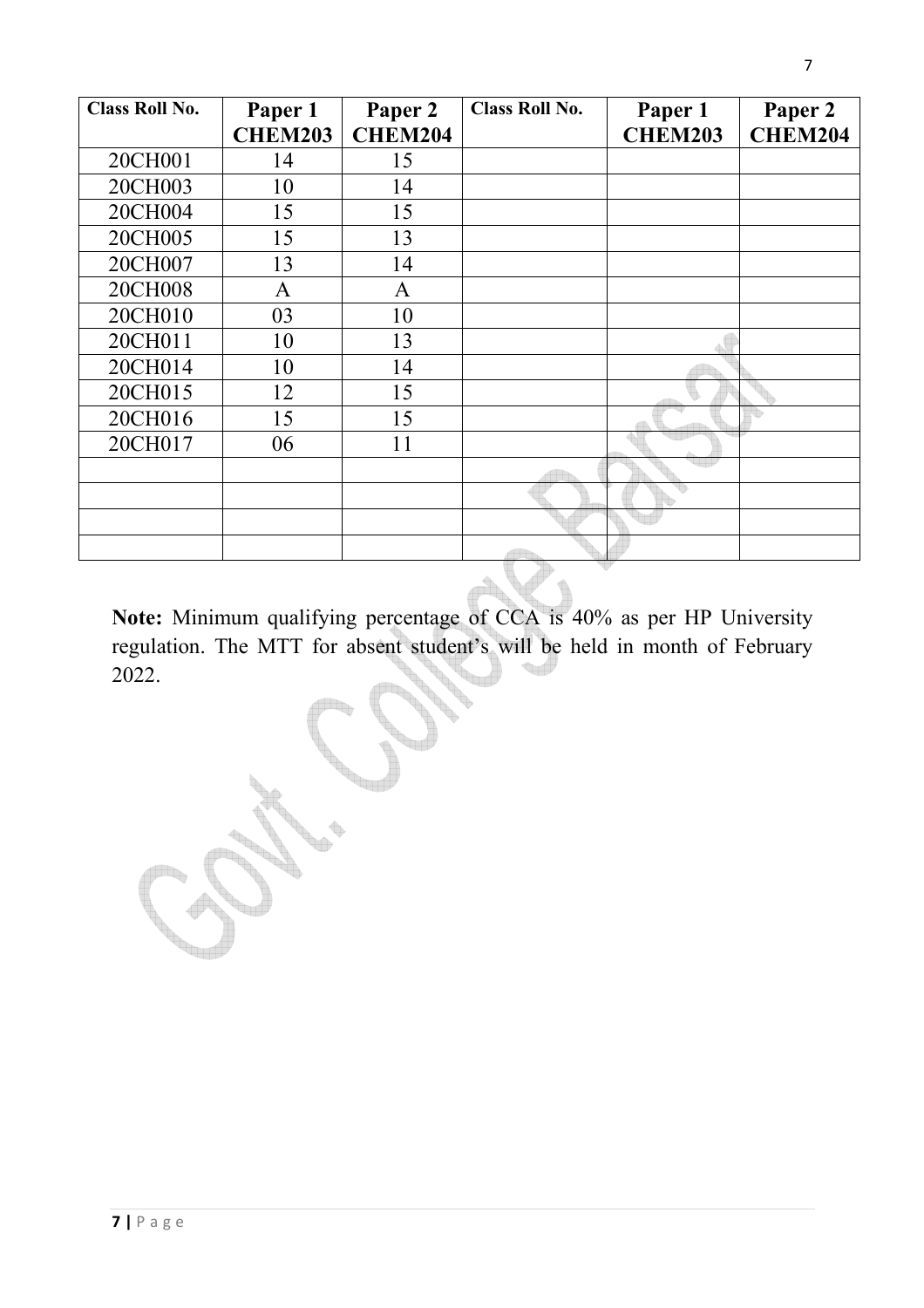| Class Roll No. | Paper 1 CHEM203 | Paper 2 CHEM204 | Class Roll No. | Paper 1 CHEM203 | Paper 2 CHEM204 |
|---|---|---|---|---|---|
| 20CH001 | 14 | 15 | | | |
| 20CH003 | 10 | 14 | | | |
| 20CH004 | 15 | 15 | | | |
| 20CH005 | 15 | 13 | | | |
| 20CH007 | 13 | 14 | | | |
| 20CH008 | A | A | | | |
| 20CH010 | 03 | 10 | | | |
| 20CH011 | 10 | 13 | | | |
| 20CH014 | 10 | 14 | | | |
| 20CH015 | 12 | 15 | | | |
| 20CH016 | 15 | 15 | | | |
| 20CH017 | 06 | 11 | | | |
| | | | | | |
| | | | | | |
| | | | | | |
| | | | | | |

**Note:** Minimum qualifying percentage of CCA is 40% as per HP University regulation. The MTT for absent student's will be held in month of February 2022.